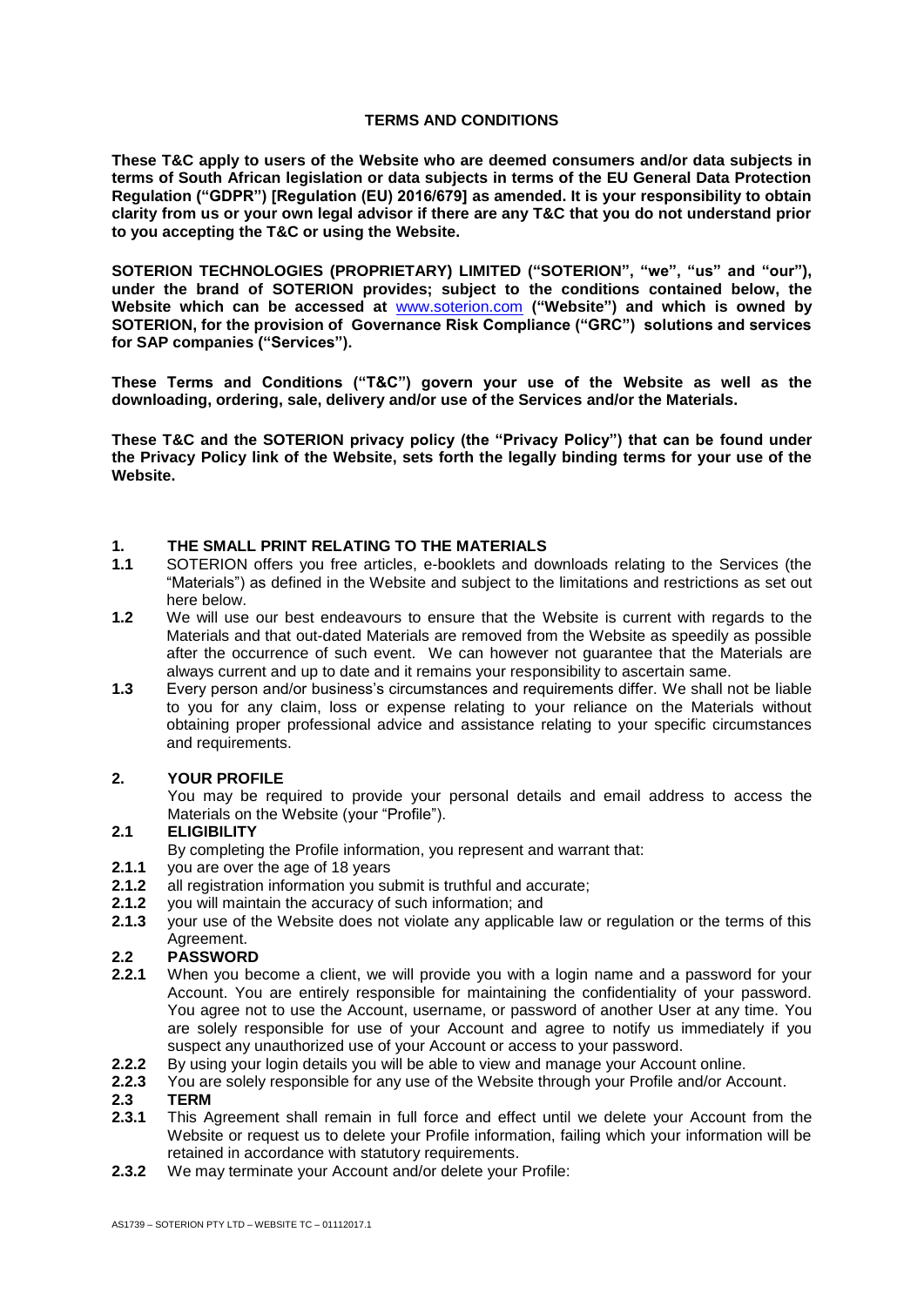# TERMS AND CONDITIONS

**These T&C apply to users of the Website who are deemed consumers and/or data subjects in terms of South African legislation or data subjects in terms of the EU General Data Protection Regulation ("GDPR") [Regulation (EU) 2016/679] as amended. It is your responsibility to obtain clarity from us or your own legal advisor if there are any T&C that you do not understand prior to you accepting the T&C or using the Website.**

**SOTERION TECHNOLOGIES (PROPRIETARY) LIMITED ("SOTERION", "we", "us" and "our"), under the brand of SOTERION provides; subject to the conditions contained below, the Website which can be accessed at www.soterion.com ("Website") and which is owned by SOTERION, for the provision of Governance Risk Compliance ("GRC") solutions and services for SAP companies ("Services").**

**These Terms and Conditions ("T&C") govern your use of the Website as well as the downloading, ordering, sale, delivery and/or use of the Services and/or the Materials.**

**These T&C and the SOTERION privacy policy (the "Privacy Policy") that can be found under the Privacy Policy link of the Website, sets forth the legally binding terms for your use of the Website.**

## 1. THE SMALL PRINT RELATING TO THE MATERIALS

**1.1** SOTERION offers you free articles, e-booklets and downloads relating to the Services (the "Materials") as defined in the Website and subject to the limitations and restrictions as set out here below.

**1.2** We will use our best endeavours to ensure that the Website is current with regards to the Materials and that out-dated Materials are removed from the Website as speedily as possible after the occurrence of such event. We can however not guarantee that the Materials are always current and up to date and it remains your responsibility to ascertain same.

**1.3** Every person and/or business's circumstances and requirements differ. We shall not be liable to you for any claim, loss or expense relating to your reliance on the Materials without obtaining proper professional advice and assistance relating to your specific circumstances and requirements.

## 2. YOUR PROFILE

You may be required to provide your personal details and email address to access the Materials on the Website (your "Profile").

### 2.1 ELIGIBILITY

By completing the Profile information, you represent and warrant that:

**2.1.1** you are over the age of 18 years

**2.1.2** all registration information you submit is truthful and accurate;

**2.1.2** you will maintain the accuracy of such information; and

**2.1.3** your use of the Website does not violate any applicable law or regulation or the terms of this Agreement.

### 2.2 PASSWORD

**2.2.1** When you become a client, we will provide you with a login name and a password for your Account. You are entirely responsible for maintaining the confidentiality of your password. You agree not to use the Account, username, or password of another User at any time. You are solely responsible for use of your Account and agree to notify us immediately if you suspect any unauthorized use of your Account or access to your password.

**2.2.2** By using your login details you will be able to view and manage your Account online.

**2.2.3** You are solely responsible for any use of the Website through your Profile and/or Account.

### 2.3 TERM

**2.3.1** This Agreement shall remain in full force and effect until we delete your Account from the Website or request us to delete your Profile information, failing which your information will be retained in accordance with statutory requirements.

**2.3.2** We may terminate your Account and/or delete your Profile: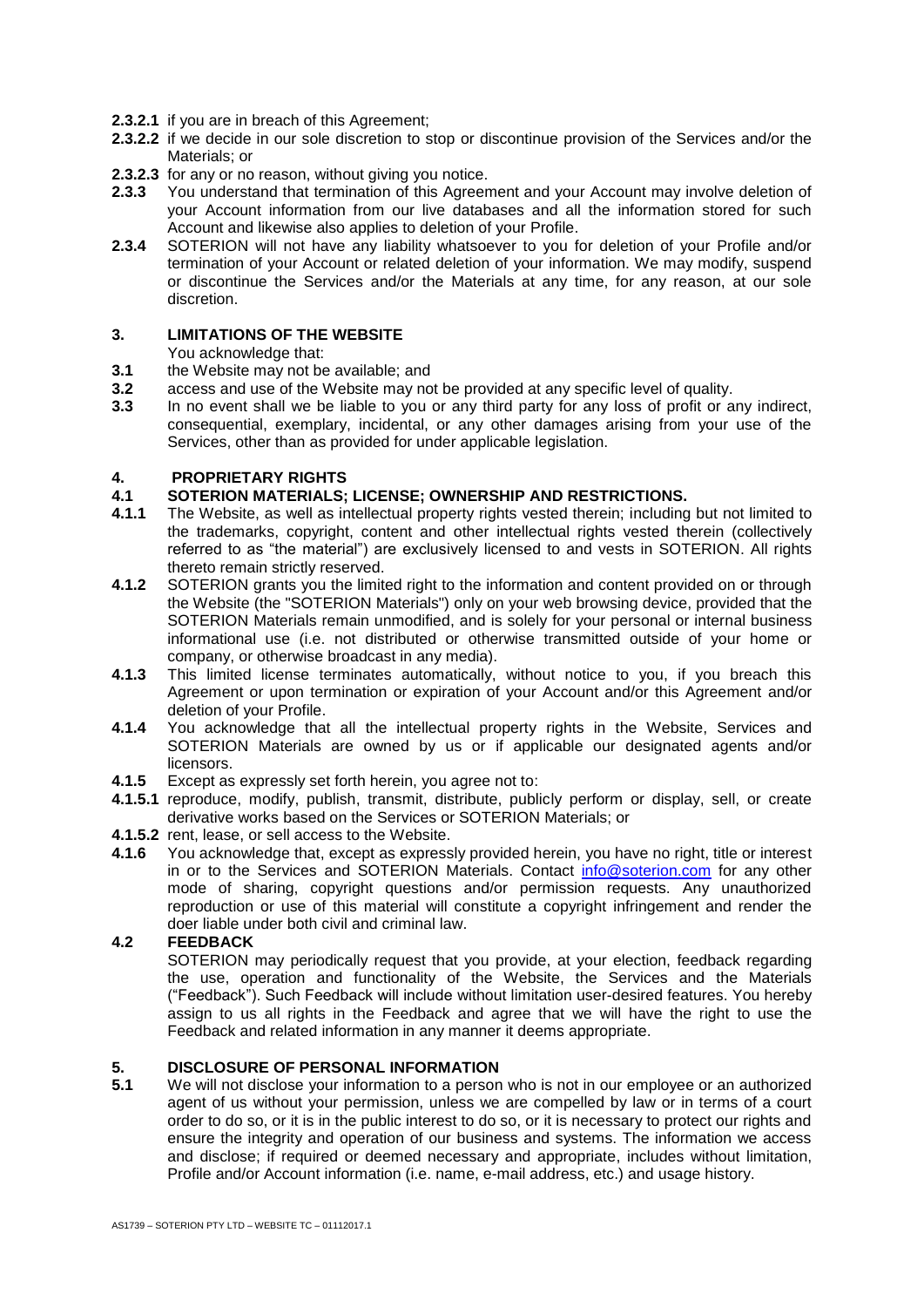**2.3.2.1** if you are in breach of this Agreement;

**2.3.2.2** if we decide in our sole discretion to stop or discontinue provision of the Services and/or the Materials; or

**2.3.2.3** for any or no reason, without giving you notice.

**2.3.3** You understand that termination of this Agreement and your Account may involve deletion of your Account information from our live databases and all the information stored for such Account and likewise also applies to deletion of your Profile.

**2.3.4** SOTERION will not have any liability whatsoever to you for deletion of your Profile and/or termination of your Account or related deletion of your information. We may modify, suspend or discontinue the Services and/or the Materials at any time, for any reason, at our sole discretion.

## 3. LIMITATIONS OF THE WEBSITE

You acknowledge that:

**3.1** the Website may not be available; and

**3.2** access and use of the Website may not be provided at any specific level of quality.

**3.3** In no event shall we be liable to you or any third party for any loss of profit or any indirect, consequential, exemplary, incidental, or any other damages arising from your use of the Services, other than as provided for under applicable legislation.

## 4. PROPRIETARY RIGHTS

### 4.1 SOTERION MATERIALS; LICENSE; OWNERSHIP AND RESTRICTIONS.

**4.1.1** The Website, as well as intellectual property rights vested therein; including but not limited to the trademarks, copyright, content and other intellectual rights vested therein (collectively referred to as "the material") are exclusively licensed to and vests in SOTERION. All rights thereto remain strictly reserved.

**4.1.2** SOTERION grants you the limited right to the information and content provided on or through the Website (the "SOTERION Materials") only on your web browsing device, provided that the SOTERION Materials remain unmodified, and is solely for your personal or internal business informational use (i.e. not distributed or otherwise transmitted outside of your home or company, or otherwise broadcast in any media).

**4.1.3** This limited license terminates automatically, without notice to you, if you breach this Agreement or upon termination or expiration of your Account and/or this Agreement and/or deletion of your Profile.

**4.1.4** You acknowledge that all the intellectual property rights in the Website, Services and SOTERION Materials are owned by us or if applicable our designated agents and/or licensors.

**4.1.5** Except as expressly set forth herein, you agree not to:

**4.1.5.1** reproduce, modify, publish, transmit, distribute, publicly perform or display, sell, or create derivative works based on the Services or SOTERION Materials; or

**4.1.5.2** rent, lease, or sell access to the Website.

**4.1.6** You acknowledge that, except as expressly provided herein, you have no right, title or interest in or to the Services and SOTERION Materials. Contact info@soterion.com for any other mode of sharing, copyright questions and/or permission requests. Any unauthorized reproduction or use of this material will constitute a copyright infringement and render the doer liable under both civil and criminal law.

### 4.2 FEEDBACK

SOTERION may periodically request that you provide, at your election, feedback regarding the use, operation and functionality of the Website, the Services and the Materials ("Feedback"). Such Feedback will include without limitation user-desired features. You hereby assign to us all rights in the Feedback and agree that we will have the right to use the Feedback and related information in any manner it deems appropriate.

## 5. DISCLOSURE OF PERSONAL INFORMATION

**5.1** We will not disclose your information to a person who is not in our employee or an authorized agent of us without your permission, unless we are compelled by law or in terms of a court order to do so, or it is in the public interest to do so, or it is necessary to protect our rights and ensure the integrity and operation of our business and systems. The information we access and disclose; if required or deemed necessary and appropriate, includes without limitation, Profile and/or Account information (i.e. name, e-mail address, etc.) and usage history.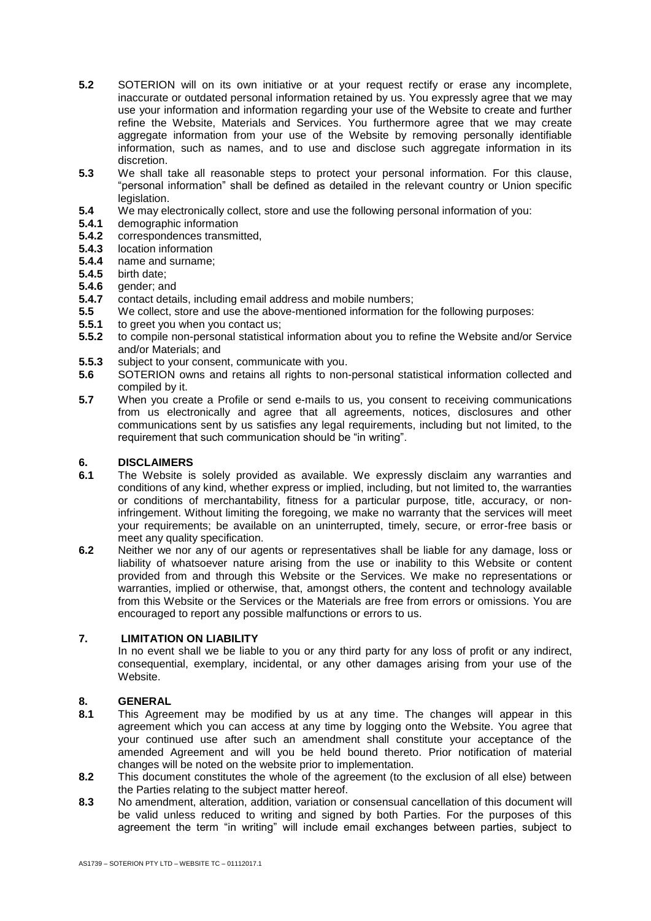**5.2** SOTERION will on its own initiative or at your request rectify or erase any incomplete, inaccurate or outdated personal information retained by us. You expressly agree that we may use your information and information regarding your use of the Website to create and further refine the Website, Materials and Services. You furthermore agree that we may create aggregate information from your use of the Website by removing personally identifiable information, such as names, and to use and disclose such aggregate information in its discretion.

**5.3** We shall take all reasonable steps to protect your personal information. For this clause, "personal information" shall be defined as detailed in the relevant country or Union specific legislation.

**5.4** We may electronically collect, store and use the following personal information of you:

**5.4.1** demographic information

**5.4.2** correspondences transmitted,

**5.4.3** location information

**5.4.4** name and surname;

**5.4.5** birth date;

**5.4.6** gender; and

**5.4.7** contact details, including email address and mobile numbers;

**5.5** We collect, store and use the above-mentioned information for the following purposes:

**5.5.1** to greet you when you contact us;

**5.5.2** to compile non-personal statistical information about you to refine the Website and/or Service and/or Materials; and

**5.5.3** subject to your consent, communicate with you.

**5.6** SOTERION owns and retains all rights to non-personal statistical information collected and compiled by it.

**5.7** When you create a Profile or send e-mails to us, you consent to receiving communications from us electronically and agree that all agreements, notices, disclosures and other communications sent by us satisfies any legal requirements, including but not limited, to the requirement that such communication should be "in writing".

## 6. DISCLAIMERS

**6.1** The Website is solely provided as available. We expressly disclaim any warranties and conditions of any kind, whether express or implied, including, but not limited to, the warranties or conditions of merchantability, fitness for a particular purpose, title, accuracy, or non-infringement. Without limiting the foregoing, we make no warranty that the services will meet your requirements; be available on an uninterrupted, timely, secure, or error-free basis or meet any quality specification.

**6.2** Neither we nor any of our agents or representatives shall be liable for any damage, loss or liability of whatsoever nature arising from the use or inability to this Website or content provided from and through this Website or the Services. We make no representations or warranties, implied or otherwise, that, amongst others, the content and technology available from this Website or the Services or the Materials are free from errors or omissions. You are encouraged to report any possible malfunctions or errors to us.

## 7. LIMITATION ON LIABILITY

In no event shall we be liable to you or any third party for any loss of profit or any indirect, consequential, exemplary, incidental, or any other damages arising from your use of the Website.

## 8. GENERAL

**8.1** This Agreement may be modified by us at any time. The changes will appear in this agreement which you can access at any time by logging onto the Website. You agree that your continued use after such an amendment shall constitute your acceptance of the amended Agreement and will you be held bound thereto. Prior notification of material changes will be noted on the website prior to implementation.

**8.2** This document constitutes the whole of the agreement (to the exclusion of all else) between the Parties relating to the subject matter hereof.

**8.3** No amendment, alteration, addition, variation or consensual cancellation of this document will be valid unless reduced to writing and signed by both Parties. For the purposes of this agreement the term "in writing" will include email exchanges between parties, subject to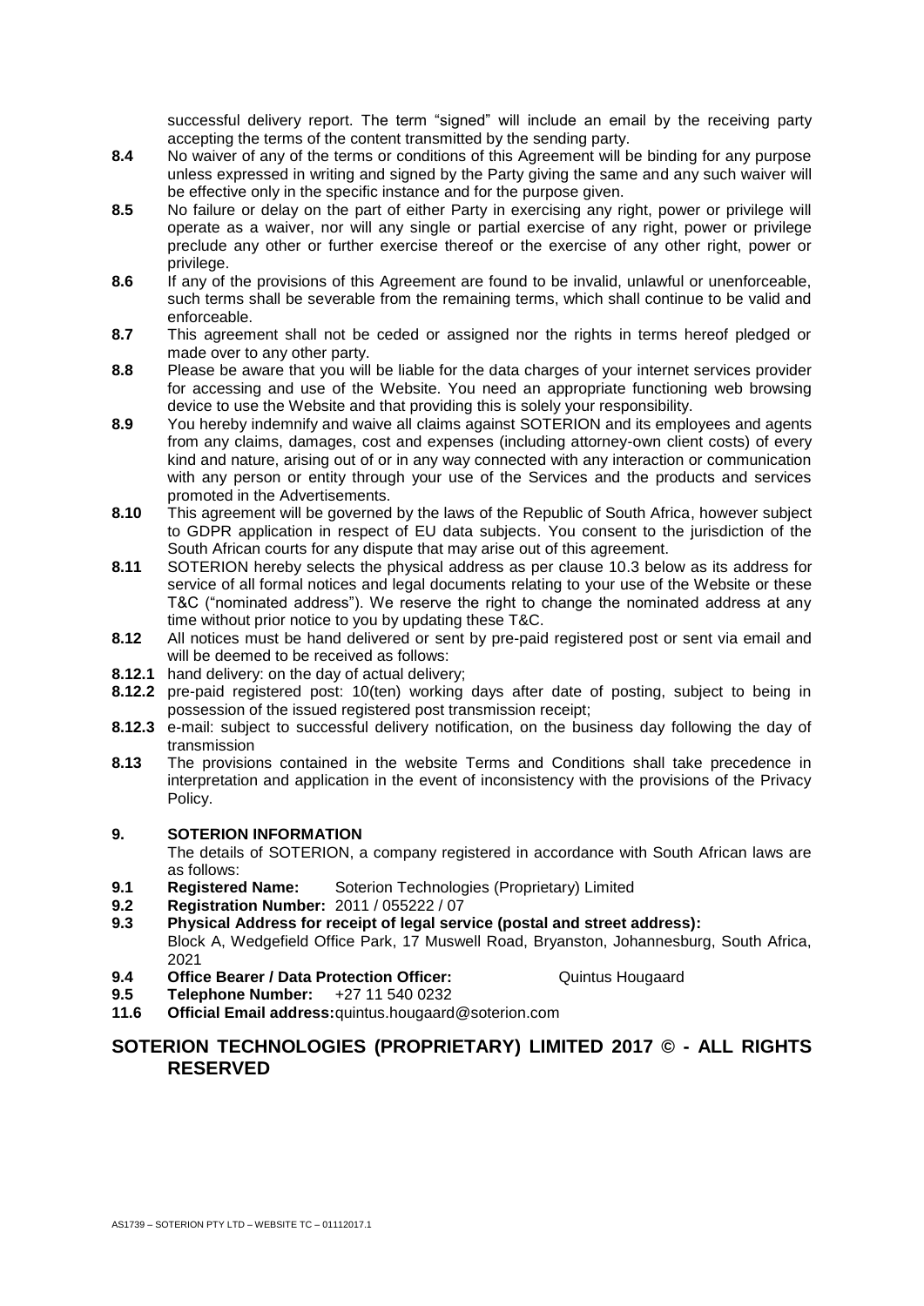successful delivery report. The term "signed" will include an email by the receiving party accepting the terms of the content transmitted by the sending party.

**8.4** No waiver of any of the terms or conditions of this Agreement will be binding for any purpose unless expressed in writing and signed by the Party giving the same and any such waiver will be effective only in the specific instance and for the purpose given.

**8.5** No failure or delay on the part of either Party in exercising any right, power or privilege will operate as a waiver, nor will any single or partial exercise of any right, power or privilege preclude any other or further exercise thereof or the exercise of any other right, power or privilege.

**8.6** If any of the provisions of this Agreement are found to be invalid, unlawful or unenforceable, such terms shall be severable from the remaining terms, which shall continue to be valid and enforceable.

**8.7** This agreement shall not be ceded or assigned nor the rights in terms hereof pledged or made over to any other party.

**8.8** Please be aware that you will be liable for the data charges of your internet services provider for accessing and use of the Website. You need an appropriate functioning web browsing device to use the Website and that providing this is solely your responsibility.

**8.9** You hereby indemnify and waive all claims against SOTERION and its employees and agents from any claims, damages, cost and expenses (including attorney-own client costs) of every kind and nature, arising out of or in any way connected with any interaction or communication with any person or entity through your use of the Services and the products and services promoted in the Advertisements.

**8.10** This agreement will be governed by the laws of the Republic of South Africa, however subject to GDPR application in respect of EU data subjects. You consent to the jurisdiction of the South African courts for any dispute that may arise out of this agreement.

**8.11** SOTERION hereby selects the physical address as per clause 10.3 below as its address for service of all formal notices and legal documents relating to your use of the Website or these T&C ("nominated address"). We reserve the right to change the nominated address at any time without prior notice to you by updating these T&C.

**8.12** All notices must be hand delivered or sent by pre-paid registered post or sent via email and will be deemed to be received as follows:

**8.12.1** hand delivery: on the day of actual delivery;

**8.12.2** pre-paid registered post: 10(ten) working days after date of posting, subject to being in possession of the issued registered post transmission receipt;

**8.12.3** e-mail: subject to successful delivery notification, on the business day following the day of transmission

**8.13** The provisions contained in the website Terms and Conditions shall take precedence in interpretation and application in the event of inconsistency with the provisions of the Privacy Policy.

## 9. SOTERION INFORMATION

The details of SOTERION, a company registered in accordance with South African laws are as follows:

**9.1** **Registered Name:** Soterion Technologies (Proprietary) Limited

**9.2** **Registration Number:** 2011 / 055222 / 07

**9.3** **Physical Address for receipt of legal service (postal and street address):**
Block A, Wedgefield Office Park, 17 Muswell Road, Bryanston, Johannesburg, South Africa, 2021

**9.4** **Office Bearer / Data Protection Officer:** Quintus Hougaard

**9.5** **Telephone Number:** +27 11 540 0232

**11.6** **Official Email address:**quintus.hougaard@soterion.com

## SOTERION TECHNOLOGIES (PROPRIETARY) LIMITED 2017 © - ALL RIGHTS RESERVED